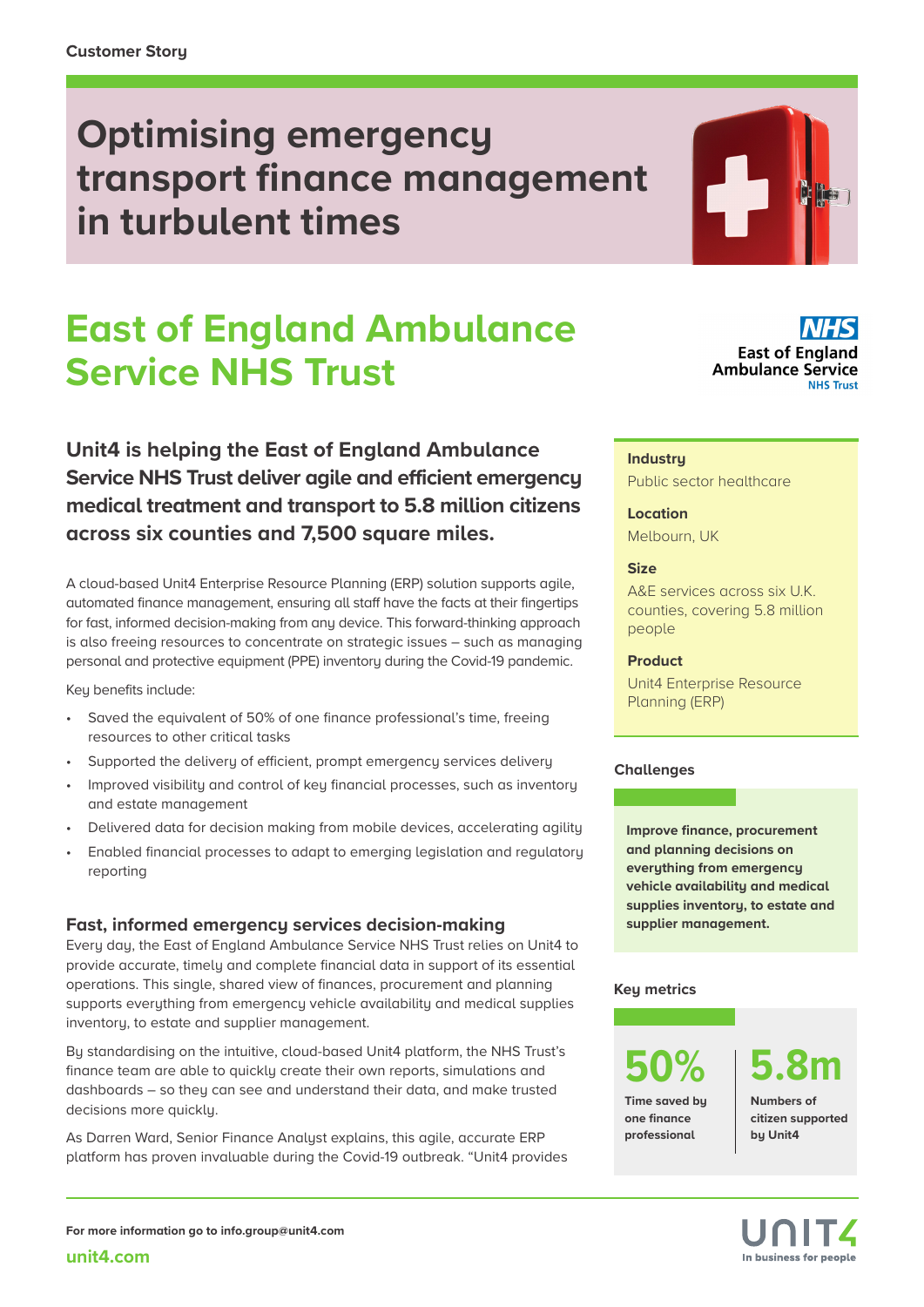Customer Story

# Optimising emergency transport finance management in turbulent times

## East of England Ambulance Service NHS Trust

**Unit4 is helping the East of England Ambulance Service NHS Trust deliver agile and efficient emergency medical treatment and transport to 5.8 million citizens across six counties and 7,500 square miles.**

A cloud-based Unit4 Enterprise Resource Planning (ERP) solution supports agile, automated finance management, ensuring all staff have the facts at their fingertips for fast, informed decision-making from any device. This forward-thinking approach is also freeing resources to concentrate on strategic issues – such as managing personal and protective equipment (PPE) inventory during the Covid-19 pandemic.

Key benefits include:

- Saved the equivalent of 50% of one finance professional's time, freeing resources to other critical tasks
- Supported the delivery of efficient, prompt emergency services delivery
- Improved visibility and control of key financial processes, such as inventory and estate management
- Delivered data for decision making from mobile devices, accelerating agility
- Enabled financial processes to adapt to emerging legislation and regulatory reporting

### Fast, informed emergency services decision-making

Every day, the East of England Ambulance Service NHS Trust relies on Unit4 to provide accurate, timely and complete financial data in support of its essential operations. This single, shared view of finances, procurement and planning supports everything from emergency vehicle availability and medical supplies inventory, to estate and supplier management.

By standardising on the intuitive, cloud-based Unit4 platform, the NHS Trust's finance team are able to quickly create their own reports, simulations and dashboards – so they can see and understand their data, and make trusted decisions more quickly.

As Darren Ward, Senior Finance Analyst explains, this agile, accurate ERP platform has proven invaluable during the Covid-19 outbreak. "Unit4 provides

**Industry**
Public sector healthcare

**Location**
Melbourn, UK

**Size**
A&E services across six U.K. counties, covering 5.8 million people

**Product**
Unit4 Enterprise Resource Planning (ERP)

### Challenges

**Improve finance, procurement and planning decisions on everything from emergency vehicle availability and medical supplies inventory, to estate and supplier management.**

### Key metrics

**50%**
Time saved by one finance professional

**5.8m**
Numbers of citizen supported by Unit4

For more information go to info.group@unit4.com

unit4.com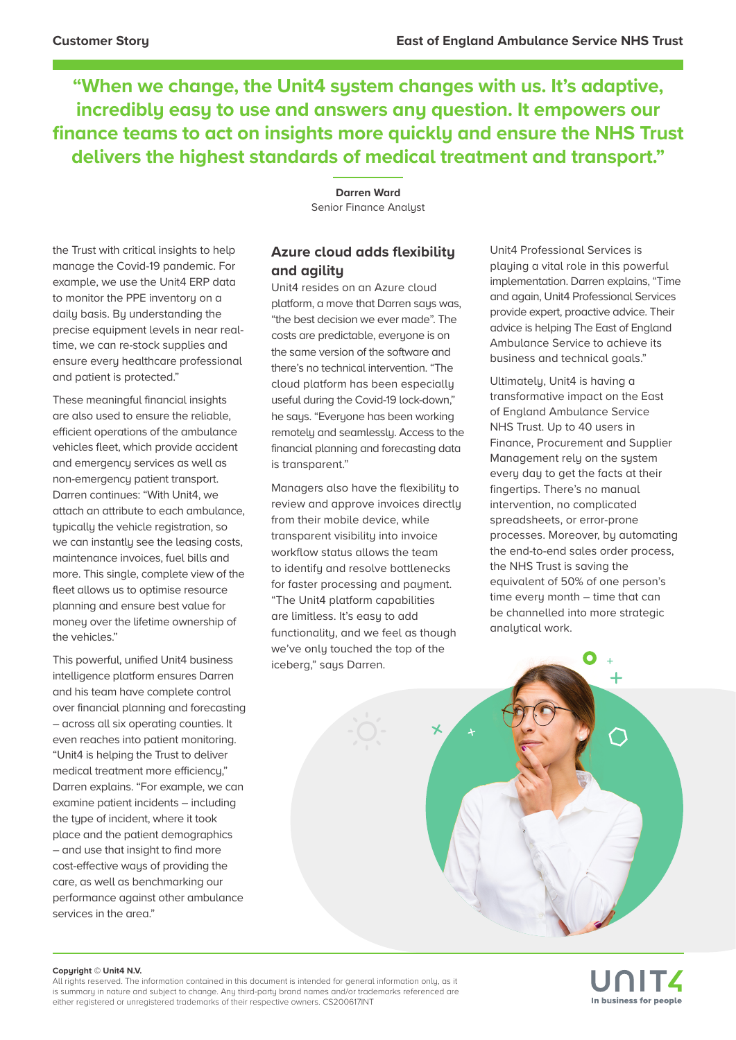> **"When we change, the Unit4 system changes with us. It's adaptive, incredibly easy to use and answers any question. It empowers our finance teams to act on insights more quickly and ensure the NHS Trust delivers the highest standards of medical treatment and transport."**
>
> **Darren Ward**
> Senior Finance Analyst

the Trust with critical insights to help manage the Covid-19 pandemic. For example, we use the Unit4 ERP data to monitor the PPE inventory on a daily basis. By understanding the precise equipment levels in near real-time, we can re-stock supplies and ensure every healthcare professional and patient is protected."

These meaningful financial insights are also used to ensure the reliable, efficient operations of the ambulance vehicles fleet, which provide accident and emergency services as well as non-emergency patient transport. Darren continues: "With Unit4, we attach an attribute to each ambulance, typically the vehicle registration, so we can instantly see the leasing costs, maintenance invoices, fuel bills and more. This single, complete view of the fleet allows us to optimise resource planning and ensure best value for money over the lifetime ownership of the vehicles."

This powerful, unified Unit4 business intelligence platform ensures Darren and his team have complete control over financial planning and forecasting – across all six operating counties. It even reaches into patient monitoring. "Unit4 is helping the Trust to deliver medical treatment more efficiency," Darren explains. "For example, we can examine patient incidents – including the type of incident, where it took place and the patient demographics – and use that insight to find more cost-effective ways of providing the care, as well as benchmarking our performance against other ambulance services in the area."

## Azure cloud adds flexibility and agility

Unit4 resides on an Azure cloud platform, a move that Darren says was, "the best decision we ever made". The costs are predictable, everyone is on the same version of the software and there's no technical intervention. "The cloud platform has been especially useful during the Covid-19 lock-down," he says. "Everyone has been working remotely and seamlessly. Access to the financial planning and forecasting data is transparent."

Managers also have the flexibility to review and approve invoices directly from their mobile device, while transparent visibility into invoice workflow status allows the team to identify and resolve bottlenecks for faster processing and payment. "The Unit4 platform capabilities are limitless. It's easy to add functionality, and we feel as though we've only touched the top of the iceberg," says Darren.

Unit4 Professional Services is playing a vital role in this powerful implementation. Darren explains, "Time and again, Unit4 Professional Services provide expert, proactive advice. Their advice is helping The East of England Ambulance Service to achieve its business and technical goals."

Ultimately, Unit4 is having a transformative impact on the East of England Ambulance Service NHS Trust. Up to 40 users in Finance, Procurement and Supplier Management rely on the system every day to get the facts at their fingertips. There's no manual intervention, no complicated spreadsheets, or error-prone processes. Moreover, by automating the end-to-end sales order process, the NHS Trust is saving the equivalent of 50% of one person's time every month – time that can be channelled into more strategic analytical work.

**Copyright © Unit4 N.V.**
All rights reserved. The information contained in this document is intended for general information only, as it is summary in nature and subject to change. Any third-party brand names and/or trademarks referenced are either registered or unregistered trademarks of their respective owners. CS200617INT

UNIT4
In business for people